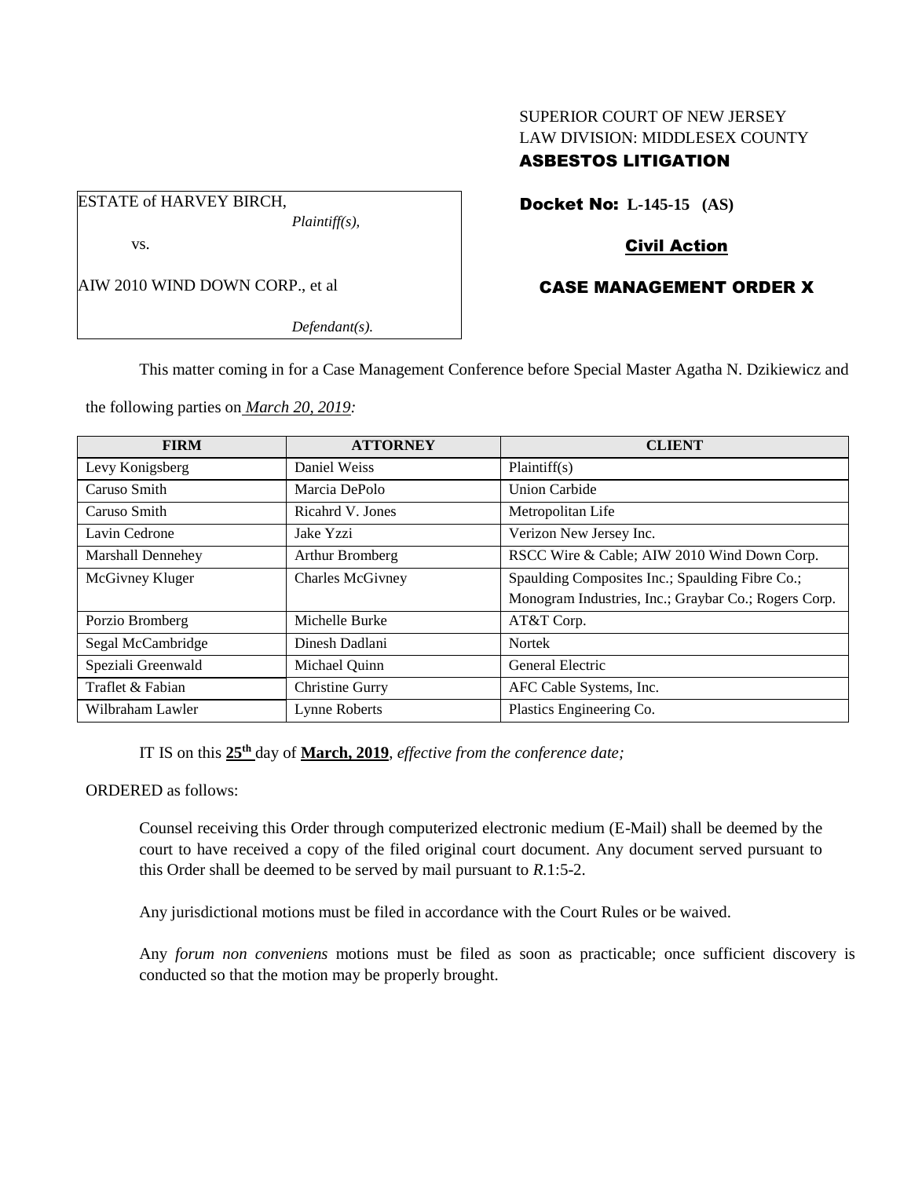SUPERIOR COURT OF NEW JERSEY
LAW DIVISION: MIDDLESEX COUNTY
**ASBESTOS LITIGATION**

ESTATE of HARVEY BIRCH,
*Plaintiff(s),*

vs.

AIW 2010 WIND DOWN CORP., et al

*Defendant(s).*

**Docket No: L-145-15 (AS)**

**Civil Action**

**CASE MANAGEMENT ORDER X**

This matter coming in for a Case Management Conference before Special Master Agatha N. Dzikiewicz and the following parties on *March 20, 2019:*

| FIRM | ATTORNEY | CLIENT |
| --- | --- | --- |
| Levy Konigsberg | Daniel Weiss | Plaintiff(s) |
| Caruso Smith | Marcia DePolo | Union Carbide |
| Caruso Smith | Ricahrd V. Jones | Metropolitan Life |
| Lavin Cedrone | Jake Yzzi | Verizon New Jersey Inc. |
| Marshall Dennehey | Arthur Bromberg | RSCC Wire & Cable; AIW 2010 Wind Down Corp. |
| McGivney Kluger | Charles McGivney | Spaulding Composites Inc.; Spaulding Fibre Co.; Monogram Industries, Inc.; Graybar Co.; Rogers Corp. |
| Porzio Bromberg | Michelle Burke | AT&T Corp. |
| Segal McCambridge | Dinesh Dadlani | Nortek |
| Speziali Greenwald | Michael Quinn | General Electric |
| Traflet & Fabian | Christine Gurry | AFC Cable Systems, Inc. |
| Wilbraham Lawler | Lynne Roberts | Plastics Engineering Co. |

IT IS on this **25th** day of **March, 2019**, *effective from the conference date;*

ORDERED as follows:

Counsel receiving this Order through computerized electronic medium (E-Mail) shall be deemed by the court to have received a copy of the filed original court document. Any document served pursuant to this Order shall be deemed to be served by mail pursuant to *R*.1:5-2.

Any jurisdictional motions must be filed in accordance with the Court Rules or be waived.

Any *forum non conveniens* motions must be filed as soon as practicable; once sufficient discovery is conducted so that the motion may be properly brought.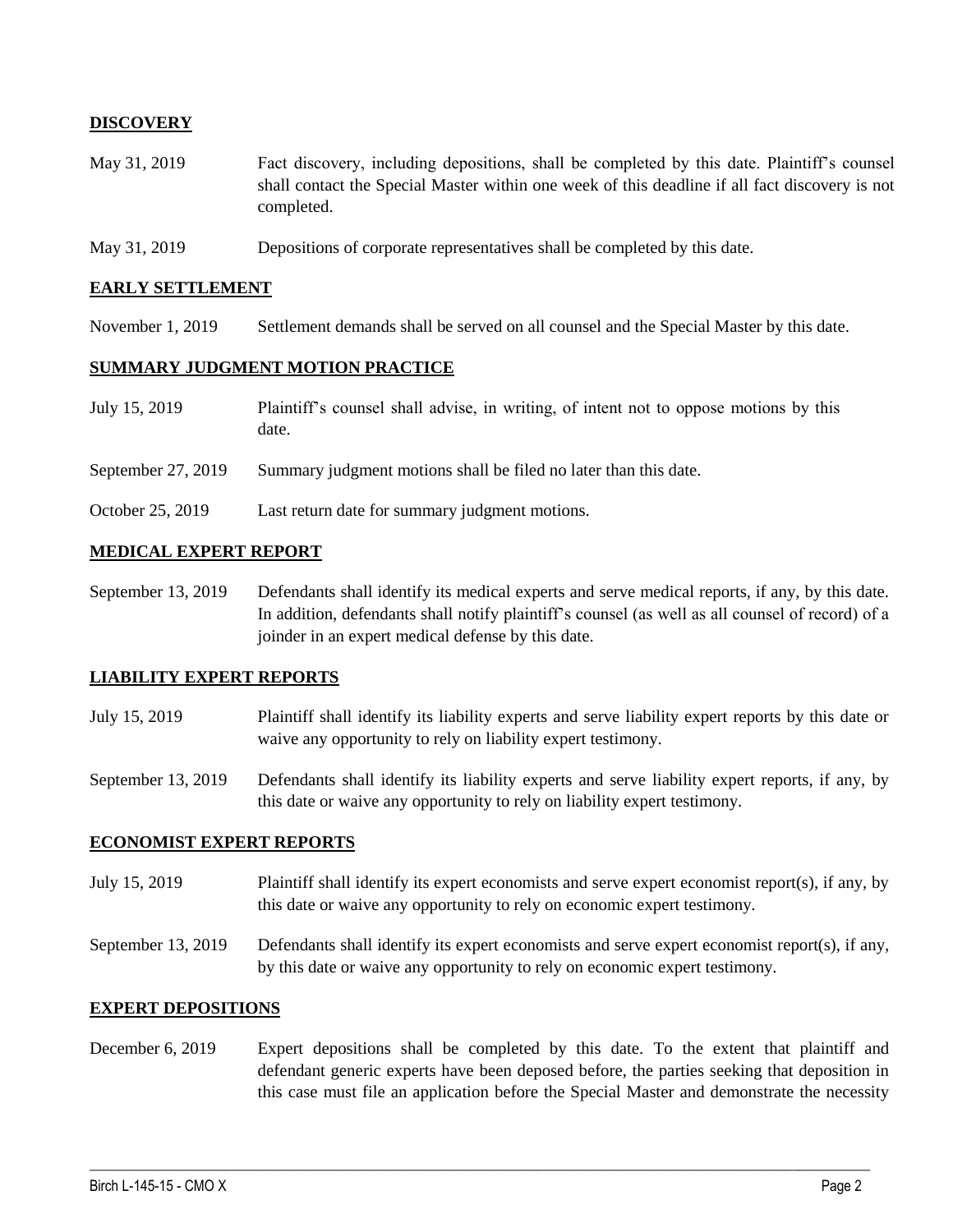**DISCOVERY**

| | |
|---|---|
| May 31, 2019 | Fact discovery, including depositions, shall be completed by this date. Plaintiff's counsel shall contact the Special Master within one week of this deadline if all fact discovery is not completed. |
| May 31, 2019 | Depositions of corporate representatives shall be completed by this date. |

**EARLY SETTLEMENT**

| | |
|---|---|
| November 1, 2019 | Settlement demands shall be served on all counsel and the Special Master by this date. |

**SUMMARY JUDGMENT MOTION PRACTICE**

| | |
|---|---|
| July 15, 2019 | Plaintiff's counsel shall advise, in writing, of intent not to oppose motions by this date. |
| September 27, 2019 | Summary judgment motions shall be filed no later than this date. |
| October 25, 2019 | Last return date for summary judgment motions. |

**MEDICAL EXPERT REPORT**

| | |
|---|---|
| September 13, 2019 | Defendants shall identify its medical experts and serve medical reports, if any, by this date. In addition, defendants shall notify plaintiff's counsel (as well as all counsel of record) of a joinder in an expert medical defense by this date. |

**LIABILITY EXPERT REPORTS**

| | |
|---|---|
| July 15, 2019 | Plaintiff shall identify its liability experts and serve liability expert reports by this date or waive any opportunity to rely on liability expert testimony. |
| September 13, 2019 | Defendants shall identify its liability experts and serve liability expert reports, if any, by this date or waive any opportunity to rely on liability expert testimony. |

**ECONOMIST EXPERT REPORTS**

| | |
|---|---|
| July 15, 2019 | Plaintiff shall identify its expert economists and serve expert economist report(s), if any, by this date or waive any opportunity to rely on economic expert testimony. |
| September 13, 2019 | Defendants shall identify its expert economists and serve expert economist report(s), if any, by this date or waive any opportunity to rely on economic expert testimony. |

**EXPERT DEPOSITIONS**

| | |
|---|---|
| December 6, 2019 | Expert depositions shall be completed by this date. To the extent that plaintiff and defendant generic experts have been deposed before, the parties seeking that deposition in this case must file an application before the Special Master and demonstrate the necessity |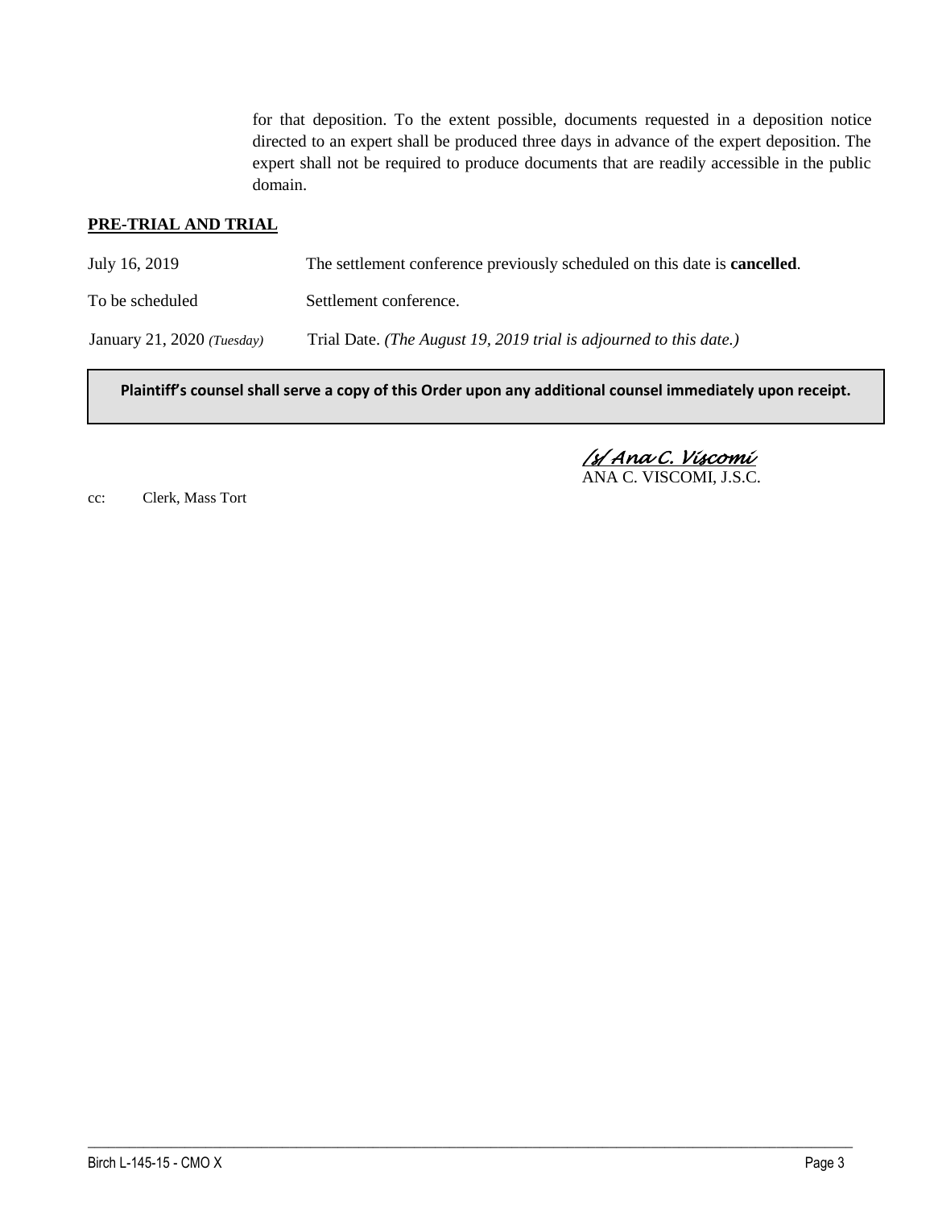for that deposition. To the extent possible, documents requested in a deposition notice directed to an expert shall be produced three days in advance of the expert deposition. The expert shall not be required to produce documents that are readily accessible in the public domain.

**PRE-TRIAL AND TRIAL**

| | |
|---|---|
| July 16, 2019 | The settlement conference previously scheduled on this date is **cancelled**. |
| To be scheduled | Settlement conference. |
| January 21, 2020 *(Tuesday)* | Trial Date. *(The August 19, 2019 trial is adjourned to this date.)* |

**Plaintiff's counsel shall serve a copy of this Order upon any additional counsel immediately upon receipt.**

*/s/ Ana C. Viscomi*
ANA C. VISCOMI, J.S.C.

cc: Clerk, Mass Tort